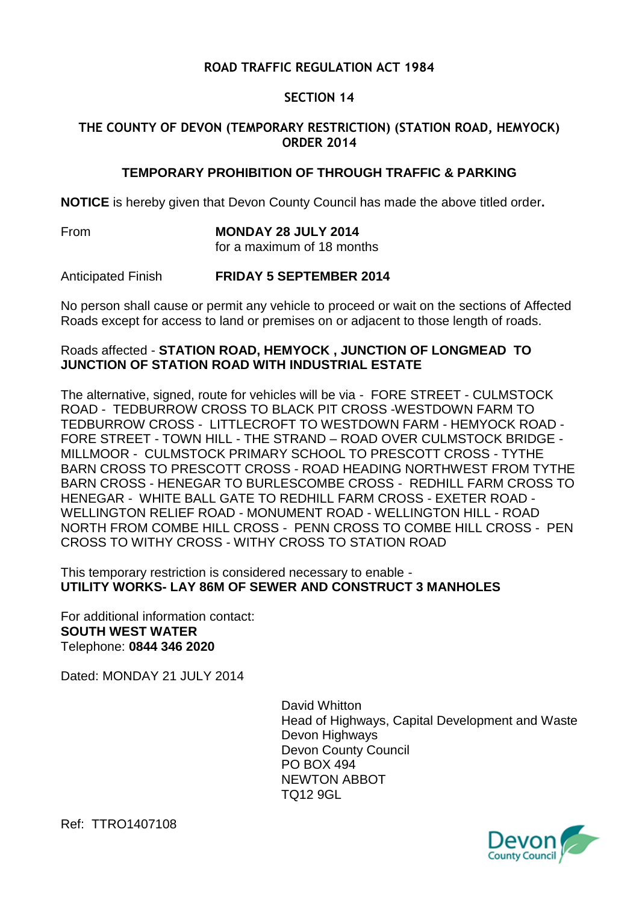# ROAD TRAFFIC REGULATION ACT 1984

## SECTION 14

## THE COUNTY OF DEVON (TEMPORARY RESTRICTION) (STATION ROAD, HEMYOCK) ORDER 2014

### TEMPORARY PROHIBITION OF THROUGH TRAFFIC & PARKING

**NOTICE** is hereby given that Devon County Council has made the above titled order**.**

From **MONDAY 28 JULY 2014**
for a maximum of 18 months

Anticipated Finish **FRIDAY 5 SEPTEMBER 2014**

No person shall cause or permit any vehicle to proceed or wait on the sections of Affected Roads except for access to land or premises on or adjacent to those length of roads.

Roads affected - **STATION ROAD, HEMYOCK , JUNCTION OF LONGMEAD TO JUNCTION OF STATION ROAD WITH INDUSTRIAL ESTATE**

The alternative, signed, route for vehicles will be via - FORE STREET - CULMSTOCK ROAD - TEDBURROW CROSS TO BLACK PIT CROSS -WESTDOWN FARM TO TEDBURROW CROSS - LITTLECROFT TO WESTDOWN FARM - HEMYOCK ROAD - FORE STREET - TOWN HILL - THE STRAND – ROAD OVER CULMSTOCK BRIDGE - MILLMOOR - CULMSTOCK PRIMARY SCHOOL TO PRESCOTT CROSS - TYTHE BARN CROSS TO PRESCOTT CROSS - ROAD HEADING NORTHWEST FROM TYTHE BARN CROSS - HENEGAR TO BURLESCOMBE CROSS - REDHILL FARM CROSS TO HENEGAR - WHITE BALL GATE TO REDHILL FARM CROSS - EXETER ROAD - WELLINGTON RELIEF ROAD - MONUMENT ROAD - WELLINGTON HILL - ROAD NORTH FROM COMBE HILL CROSS - PENN CROSS TO COMBE HILL CROSS - PEN CROSS TO WITHY CROSS - WITHY CROSS TO STATION ROAD

This temporary restriction is considered necessary to enable -
**UTILITY WORKS- LAY 86M OF SEWER AND CONSTRUCT 3 MANHOLES**

For additional information contact:
**SOUTH WEST WATER**
Telephone: **0844 346 2020**

Dated: MONDAY 21 JULY 2014

David Whitton
Head of Highways, Capital Development and Waste
Devon Highways
Devon County Council
PO BOX 494
NEWTON ABBOT
TQ12 9GL

Ref: TTRO1407108

Devon County Council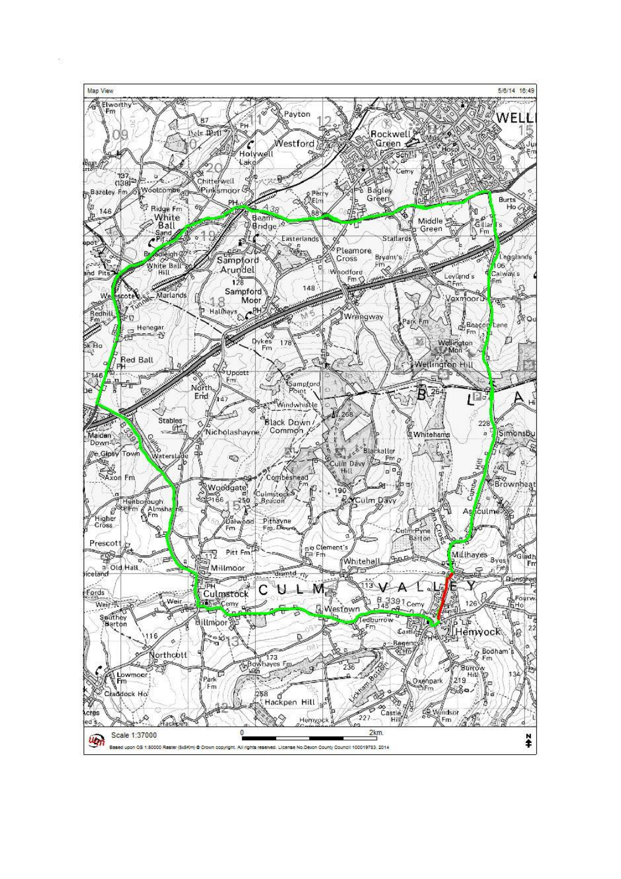Map View

5/6/14 16:49

Scale 1:37000

0 2km.

Based upon OS 1:50000 Raster (5x5Km) © Crown copyright. All rights reserved. License No.Devon County Council 100019783, 2014